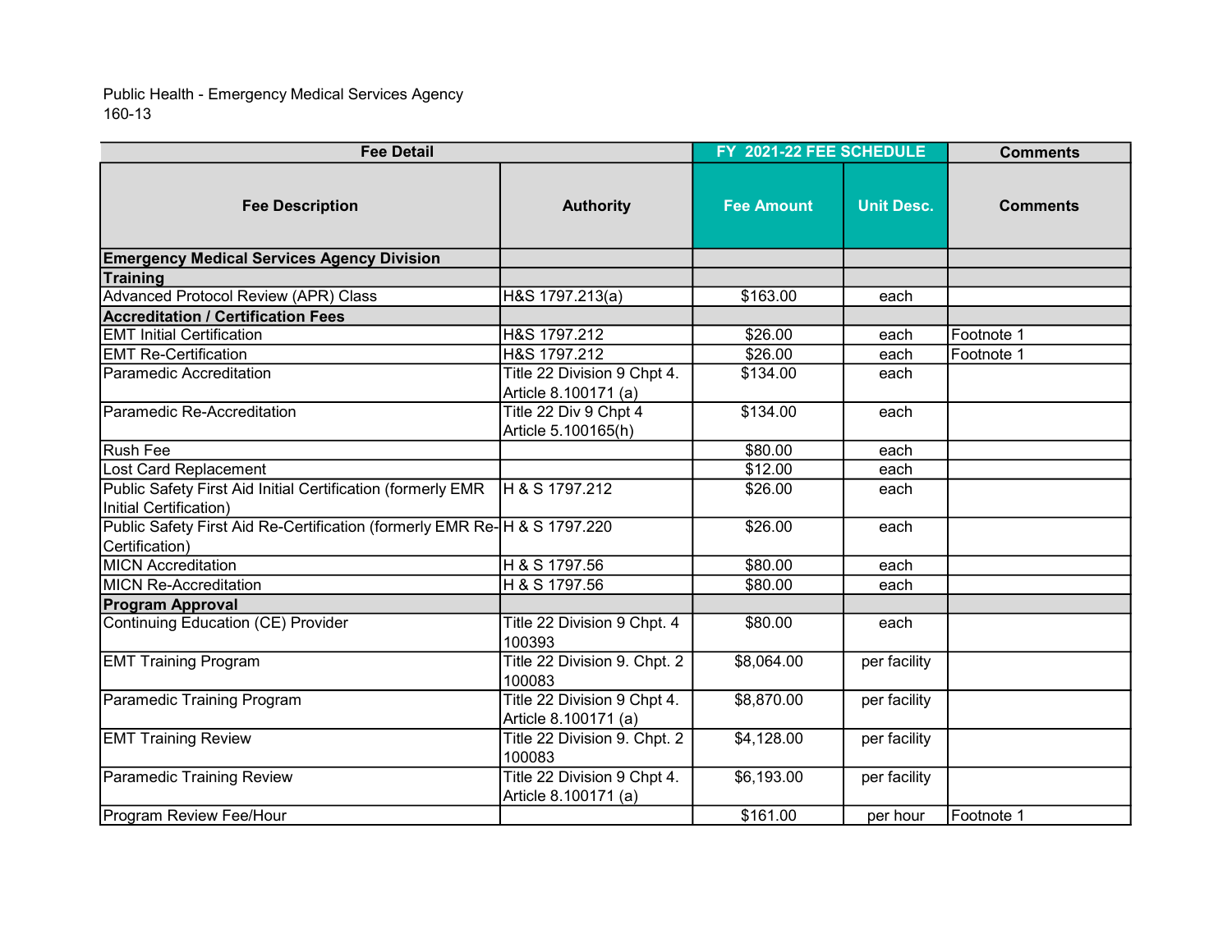Public Health - Emergency Medical Services Agency
160-13

| Fee Detail | | FY 2021-22 FEE SCHEDULE | | Comments |
|---|---|---|---|---|
| **Fee Description** | **Authority** | **Fee Amount** | **Unit Desc.** | **Comments** |
| **Emergency Medical Services Agency Division** | | | | |
| **Training** | | | | |
| Advanced Protocol Review (APR) Class | H&S 1797.213(a) | $163.00 | each | |
| **Accreditation / Certification Fees** | | | | |
| EMT Initial Certification | H&S 1797.212 | $26.00 | each | Footnote 1 |
| EMT Re-Certification | H&S 1797.212 | $26.00 | each | Footnote 1 |
| Paramedic Accreditation | Title 22 Division 9 Chpt 4. Article 8.100171 (a) | $134.00 | each | |
| Paramedic Re-Accreditation | Title 22 Div 9 Chpt 4 Article 5.100165(h) | $134.00 | each | |
| Rush Fee | | $80.00 | each | |
| Lost Card Replacement | | $12.00 | each | |
| Public Safety First Aid Initial Certification (formerly EMR Initial Certification) | H & S 1797.212 | $26.00 | each | |
| Public Safety First Aid Re-Certification (formerly EMR Re-Certification) | H & S 1797.220 | $26.00 | each | |
| MICN Accreditation | H & S 1797.56 | $80.00 | each | |
| MICN Re-Accreditation | H & S 1797.56 | $80.00 | each | |
| **Program Approval** | | | | |
| Continuing Education (CE) Provider | Title 22 Division 9 Chpt. 4 100393 | $80.00 | each | |
| EMT Training Program | Title 22 Division 9. Chpt. 2 100083 | $8,064.00 | per facility | |
| Paramedic Training Program | Title 22 Division 9 Chpt 4. Article 8.100171 (a) | $8,870.00 | per facility | |
| EMT Training Review | Title 22 Division 9. Chpt. 2 100083 | $4,128.00 | per facility | |
| Paramedic Training Review | Title 22 Division 9 Chpt 4. Article 8.100171 (a) | $6,193.00 | per facility | |
| Program Review Fee/Hour | | $161.00 | per hour | Footnote 1 |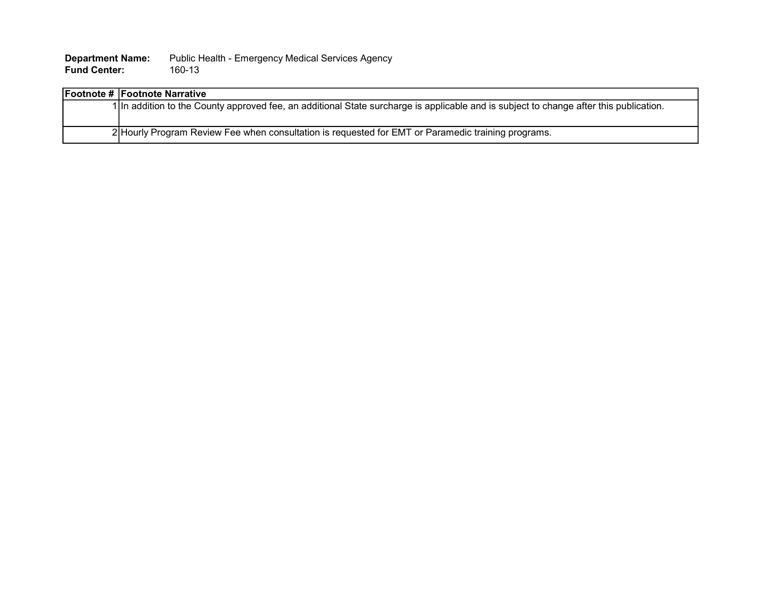**Department Name:** Public Health - Emergency Medical Services Agency
**Fund Center:** 160-13

| Footnote # | Footnote Narrative |
|---|---|
| 1 | In addition to the County approved fee, an additional State surcharge is applicable and is subject to change after this publication. |
| 2 | Hourly Program Review Fee when consultation is requested for EMT or Paramedic training programs. |